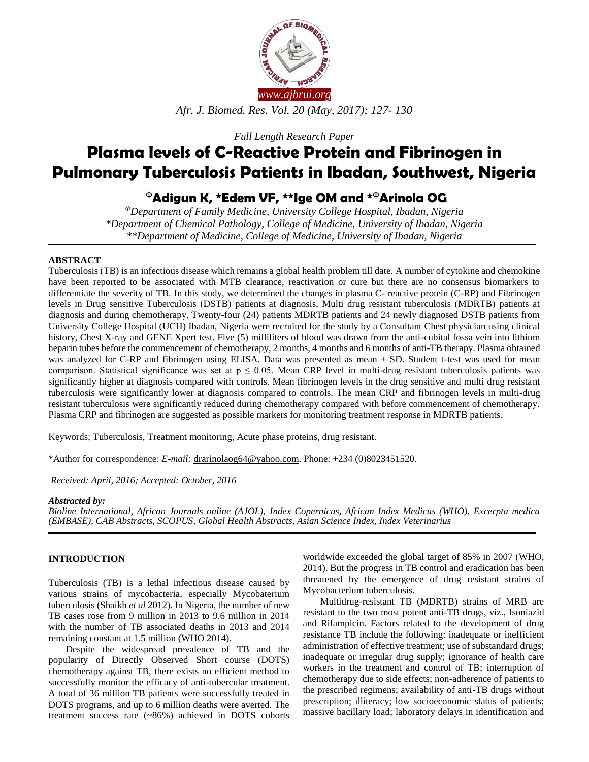*Full Length Research Paper*

# Plasma levels of C-Reactive Protein and Fibrinogen in Pulmonary Tuberculosis Patients in Ibadan, Southwest, Nigeria

**[Φ]Adigun K, \*Edem VF, \*\*Ige OM and \*[Φ]Arinola OG**

*[Φ]Department of Family Medicine, University College Hospital, Ibadan, Nigeria*
*\*Department of Chemical Pathology, College of Medicine, University of Ibadan, Nigeria*
*\*\*Department of Medicine, College of Medicine, University of Ibadan, Nigeria*

## ABSTRACT

Tuberculosis (TB) is an infectious disease which remains a global health problem till date. A number of cytokine and chemokine have been reported to be associated with MTB clearance, reactivation or cure but there are no consensus biomarkers to differentiate the severity of TB. In this study, we determined the changes in plasma C- reactive protein (C-RP) and Fibrinogen levels in Drug sensitive Tuberculosis (DSTB) patients at diagnosis, Multi drug resistant tuberculosis (MDRTB) patients at diagnosis and during chemotherapy. Twenty-four (24) patients MDRTB patients and 24 newly diagnosed DSTB patients from University College Hospital (UCH) Ibadan, Nigeria were recruited for the study by a Consultant Chest physician using clinical history, Chest X-ray and GENE Xpert test. Five (5) milliliters of blood was drawn from the anti-cubital fossa vein into lithium heparin tubes before the commencement of chemotherapy, 2 months, 4 months and 6 months of anti-TB therapy. Plasma obtained was analyzed for C-RP and fibrinogen using ELISA. Data was presented as mean ± SD. Student t-test was used for mean comparison. Statistical significance was set at $p \leq 0.05$. Mean CRP level in multi-drug resistant tuberculosis patients was significantly higher at diagnosis compared with controls. Mean fibrinogen levels in the drug sensitive and multi drug resistant tuberculosis were significantly lower at diagnosis compared to controls. The mean CRP and fibrinogen levels in multi-drug resistant tuberculosis were significantly reduced during chemotherapy compared with before commencement of chemotherapy. Plasma CRP and fibrinogen are suggested as possible markers for monitoring treatment response in MDRTB patients.

Keywords; Tuberculosis, Treatment monitoring, Acute phase proteins, drug resistant.

\*Author for correspondence: *E-mail:* drarinolaog64@yahoo.com. Phone: +234 (0)8023451520.

*Received: April, 2016; Accepted: October, 2016*

***Abstracted by:***
*Bioline International, African Journals online (AJOL), Index Copernicus, African Index Medicus (WHO), Excerpta medica (EMBASE), CAB Abstracts, SCOPUS, Global Health Abstracts, Asian Science Index, Index Veterinarius*

## INTRODUCTION

Tuberculosis (TB) is a lethal infectious disease caused by various strains of mycobacteria, especially Mycobaterium tuberculosis (Shaikh *et al* 2012). In Nigeria, the number of new TB cases rose from 9 million in 2013 to 9.6 million in 2014 with the number of TB associated deaths in 2013 and 2014 remaining constant at 1.5 million (WHO 2014).

Despite the widespread prevalence of TB and the popularity of Directly Observed Short course (DOTS) chemotherapy against TB, there exists no efficient method to successfully monitor the efficacy of anti-tubercular treatment. A total of 36 million TB patients were successfully treated in DOTS programs, and up to 6 million deaths were averted. The treatment success rate (~86%) achieved in DOTS cohorts worldwide exceeded the global target of 85% in 2007 (WHO, 2014). But the progress in TB control and eradication has been threatened by the emergence of drug resistant strains of Mycobacterium tuberculosis.

Multidrug-resistant TB (MDRTB) strains of MRB are resistant to the two most potent anti-TB drugs, viz., Isoniazid and Rifampicin. Factors related to the development of drug resistance TB include the following: inadequate or inefficient administration of effective treatment; use of substandard drugs; inadequate or irregular drug supply; ignorance of health care workers in the treatment and control of TB; interruption of chemotherapy due to side effects; non-adherence of patients to the prescribed regimens; availability of anti-TB drugs without prescription; illiteracy; low socioeconomic status of patients; massive bacillary load; laboratory delays in identification and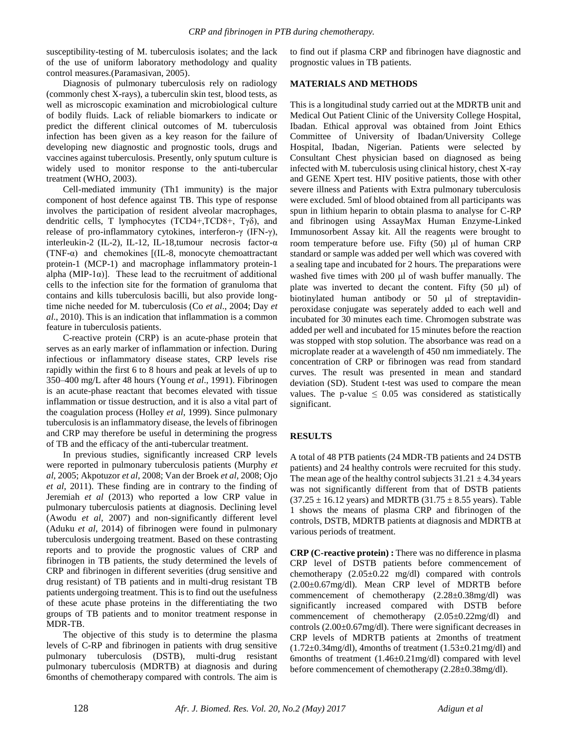susceptibility-testing of M. tuberculosis isolates; and the lack of the use of uniform laboratory methodology and quality control measures.(Paramasivan, 2005).

Diagnosis of pulmonary tuberculosis rely on radiology (commonly chest X-rays), a tuberculin skin test, blood tests, as well as microscopic examination and microbiological culture of bodily fluids. Lack of reliable biomarkers to indicate or predict the different clinical outcomes of M. tuberculosis infection has been given as a key reason for the failure of developing new diagnostic and prognostic tools, drugs and vaccines against tuberculosis. Presently, only sputum culture is widely used to monitor response to the anti-tubercular treatment (WHO, 2003).

Cell-mediated immunity (Th1 immunity) is the major component of host defence against TB. This type of response involves the participation of resident alveolar macrophages, dendritic cells, T lymphocytes (TCD4+,TCD8+, Tγδ), and release of pro-inflammatory cytokines, interferon-γ (IFN-γ), interleukin-2 (IL-2), IL-12, IL-18,tumour necrosis factor-α (TNF-α) and chemokines [(IL-8, monocyte chemoattractant protein-1 (MCP-1) and macrophage inflammatory protein-1 alpha (MIP-1α)]. These lead to the recruitment of additional cells to the infection site for the formation of granuloma that contains and kills tuberculosis bacilli, but also provide long-time niche needed for M. tuberculosis (Co *et al*., 2004; Day *et al*., 2010). This is an indication that inflammation is a common feature in tuberculosis patients.

C-reactive protein (CRP) is an acute-phase protein that serves as an early marker of inflammation or infection. During infectious or inflammatory disease states, CRP levels rise rapidly within the first 6 to 8 hours and peak at levels of up to 350–400 mg/L after 48 hours (Young *et al*., 1991). Fibrinogen is an acute-phase reactant that becomes elevated with tissue inflammation or tissue destruction, and it is also a vital part of the coagulation process (Holley *et al*, 1999). Since pulmonary tuberculosis is an inflammatory disease, the levels of fibrinogen and CRP may therefore be useful in determining the progress of TB and the efficacy of the anti-tubercular treatment.

In previous studies, significantly increased CRP levels were reported in pulmonary tuberculosis patients (Murphy *et al*, 2005; Akpotuzor *et al*, 2008; Van der Broek *et al*, 2008; Ojo *et al*, 2011). These finding are in contrary to the finding of Jeremiah *et al* (2013) who reported a low CRP value in pulmonary tuberculosis patients at diagnosis. Declining level (Awodu *et al*, 2007) and non-significantly different level (Aduku *et al*, 2014) of fibrinogen were found in pulmonary tuberculosis undergoing treatment. Based on these contrasting reports and to provide the prognostic values of CRP and fibrinogen in TB patients, the study determined the levels of CRP and fibrinogen in different severities (drug sensitive and drug resistant) of TB patients and in multi-drug resistant TB patients undergoing treatment. This is to find out the usefulness of these acute phase proteins in the differentiating the two groups of TB patients and to monitor treatment response in MDR-TB.

The objective of this study is to determine the plasma levels of C-RP and fibrinogen in patients with drug sensitive pulmonary tuberculosis (DSTB), multi-drug resistant pulmonary tuberculosis (MDRTB) at diagnosis and during 6months of chemotherapy compared with controls. The aim is to find out if plasma CRP and fibrinogen have diagnostic and prognostic values in TB patients.

## MATERIALS AND METHODS

This is a longitudinal study carried out at the MDRTB unit and Medical Out Patient Clinic of the University College Hospital, Ibadan. Ethical approval was obtained from Joint Ethics Committee of University of Ibadan/University College Hospital, Ibadan, Nigerian. Patients were selected by Consultant Chest physician based on diagnosed as being infected with M. tuberculosis using clinical history, chest X-ray and GENE Xpert test. HIV positive patients, those with other severe illness and Patients with Extra pulmonary tuberculosis were excluded. 5ml of blood obtained from all participants was spun in lithium heparin to obtain plasma to analyse for C-RP and fibrinogen using AssayMax Human Enzyme-Linked Immunosorbent Assay kit. All the reagents were brought to room temperature before use. Fifty (50) μl of human CRP standard or sample was added per well which was covered with a sealing tape and incubated for 2 hours. The preparations were washed five times with 200 μl of wash buffer manually. The plate was inverted to decant the content. Fifty (50 μl) of biotinylated human antibody or 50 μl of streptavidin-peroxidase conjugate was seperately added to each well and incubated for 30 minutes each time. Chromogen substrate was added per well and incubated for 15 minutes before the reaction was stopped with stop solution. The absorbance was read on a microplate reader at a wavelength of 450 nm immediately. The concentration of CRP or fibrinogen was read from standard curves. The result was presented in mean and standard deviation (SD). Student t-test was used to compare the mean values. The p-value $\leq 0.05$ was considered as statistically significant.

## RESULTS

A total of 48 PTB patients (24 MDR-TB patients and 24 DSTB patients) and 24 healthy controls were recruited for this study. The mean age of the healthy control subjects $31.21 \pm 4.34$ years was not significantly different from that of DSTB patients ($37.25 \pm 16.12$ years) and MDRTB ($31.75 \pm 8.55$ years). Table 1 shows the means of plasma CRP and fibrinogen of the controls, DSTB, MDRTB patients at diagnosis and MDRTB at various periods of treatment.

**CRP (C-reactive protein) :** There was no difference in plasma CRP level of DSTB patients before commencement of chemotherapy (2.05±0.22 mg/dl) compared with controls (2.00±0.67mg/dl). Mean CRP level of MDRTB before commencement of chemotherapy (2.28±0.38mg/dl) was significantly increased compared with DSTB before commencement of chemotherapy (2.05±0.22mg/dl) and controls (2.00±0.67mg/dl). There were significant decreases in CRP levels of MDRTB patients at 2months of treatment (1.72±0.34mg/dl), 4months of treatment (1.53±0.21mg/dl) and 6months of treatment (1.46±0.21mg/dl) compared with level before commencement of chemotherapy (2.28±0.38mg/dl).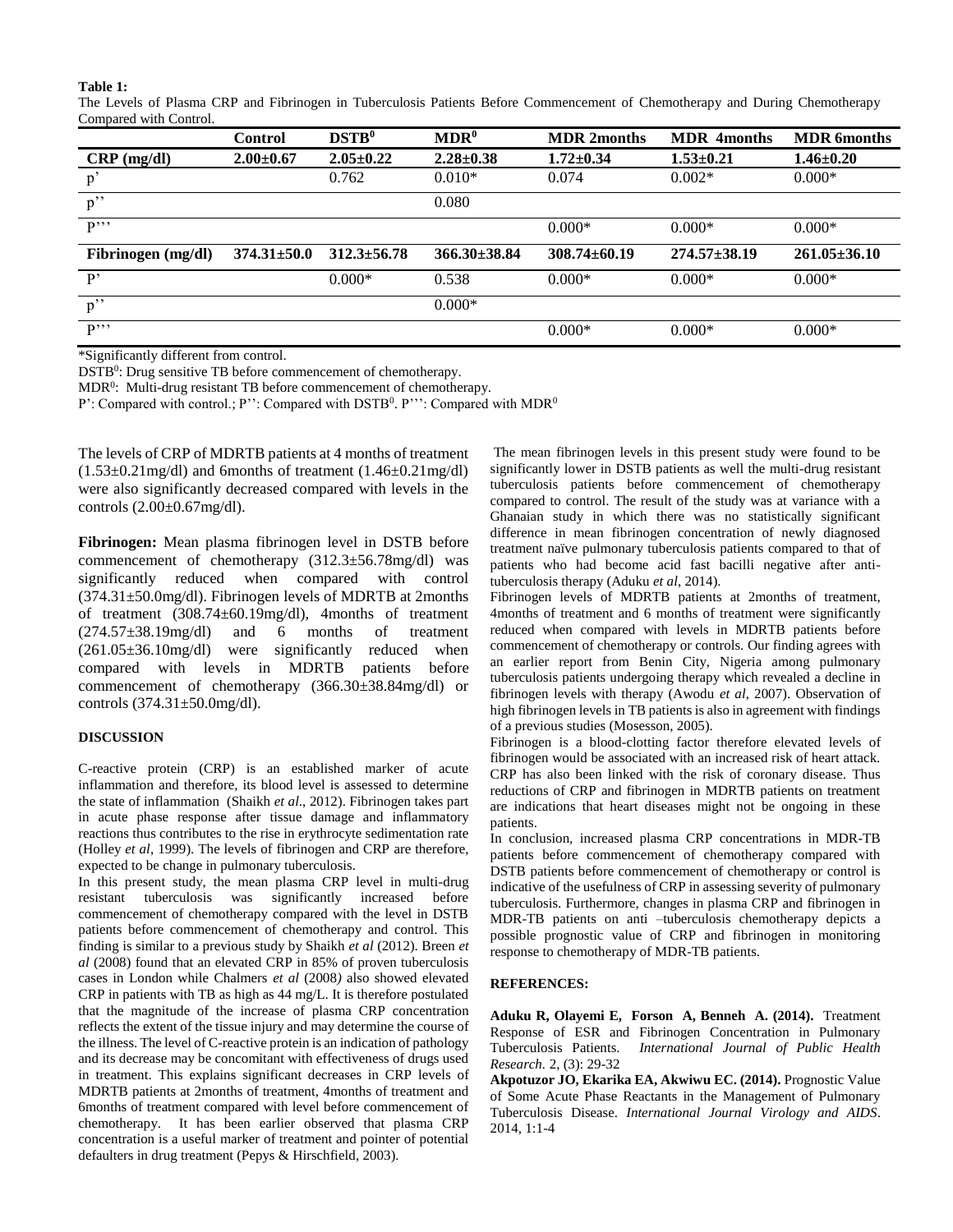**Table 1:**

The Levels of Plasma CRP and Fibrinogen in Tuberculosis Patients Before Commencement of Chemotherapy and During Chemotherapy Compared with Control.

| | Control | DSTB$^0$ | MDR$^0$ | MDR 2months | MDR 4months | MDR 6months |
|---|---|---|---|---|---|---|
| **CRP (mg/dl)** | **2.00±0.67** | **2.05±0.22** | **2.28±0.38** | **1.72±0.34** | **1.53±0.21** | **1.46±0.20** |
| p' | | 0.762 | 0.010* | 0.074 | 0.002* | 0.000* |
| p'' | | | 0.080 | | | |
| P''' | | | | 0.000* | 0.000* | 0.000* |
| **Fibrinogen (mg/dl)** | **374.31±50.0** | **312.3±56.78** | **366.30±38.84** | **308.74±60.19** | **274.57±38.19** | **261.05±36.10** |
| P' | | 0.000* | 0.538 | 0.000* | 0.000* | 0.000* |
| p'' | | | 0.000* | | | |
| P''' | | | | 0.000* | 0.000* | 0.000* |

*Significantly different from control.

DSTB$^0$: Drug sensitive TB before commencement of chemotherapy.

MDR$^0$: Multi-drug resistant TB before commencement of chemotherapy.

P': Compared with control.; P'': Compared with DSTB$^0$. P''': Compared with MDR$^0$

The levels of CRP of MDRTB patients at 4 months of treatment (1.53±0.21mg/dl) and 6months of treatment (1.46±0.21mg/dl) were also significantly decreased compared with levels in the controls (2.00±0.67mg/dl).

**Fibrinogen:** Mean plasma fibrinogen level in DSTB before commencement of chemotherapy (312.3±56.78mg/dl) was significantly reduced when compared with control (374.31±50.0mg/dl). Fibrinogen levels of MDRTB at 2months of treatment (308.74±60.19mg/dl), 4months of treatment (274.57±38.19mg/dl) and 6 months of treatment (261.05±36.10mg/dl) were significantly reduced when compared with levels in MDRTB patients before commencement of chemotherapy (366.30±38.84mg/dl) or controls (374.31±50.0mg/dl).

## DISCUSSION

C-reactive protein (CRP) is an established marker of acute inflammation and therefore, its blood level is assessed to determine the state of inflammation (Shaikh *et al*., 2012). Fibrinogen takes part in acute phase response after tissue damage and inflammatory reactions thus contributes to the rise in erythrocyte sedimentation rate (Holley *et al*, 1999). The levels of fibrinogen and CRP are therefore, expected to be change in pulmonary tuberculosis.

In this present study, the mean plasma CRP level in multi-drug resistant tuberculosis was significantly increased before commencement of chemotherapy compared with the level in DSTB patients before commencement of chemotherapy and control. This finding is similar to a previous study by Shaikh *et al* (2012). Breen *et al* (2008) found that an elevated CRP in 85% of proven tuberculosis cases in London while Chalmers *et al* (2008*)* also showed elevated CRP in patients with TB as high as 44 mg/L. It is therefore postulated that the magnitude of the increase of plasma CRP concentration reflects the extent of the tissue injury and may determine the course of the illness. The level of C-reactive protein is an indication of pathology and its decrease may be concomitant with effectiveness of drugs used in treatment. This explains significant decreases in CRP levels of MDRTB patients at 2months of treatment, 4months of treatment and 6months of treatment compared with level before commencement of chemotherapy. It has been earlier observed that plasma CRP concentration is a useful marker of treatment and pointer of potential defaulters in drug treatment (Pepys & Hirschfield, 2003).

The mean fibrinogen levels in this present study were found to be significantly lower in DSTB patients as well the multi-drug resistant tuberculosis patients before commencement of chemotherapy compared to control. The result of the study was at variance with a Ghanaian study in which there was no statistically significant difference in mean fibrinogen concentration of newly diagnosed treatment naïve pulmonary tuberculosis patients compared to that of patients who had become acid fast bacilli negative after anti-tuberculosis therapy (Aduku *et al*, 2014).

Fibrinogen levels of MDRTB patients at 2months of treatment, 4months of treatment and 6 months of treatment were significantly reduced when compared with levels in MDRTB patients before commencement of chemotherapy or controls. Our finding agrees with an earlier report from Benin City, Nigeria among pulmonary tuberculosis patients undergoing therapy which revealed a decline in fibrinogen levels with therapy (Awodu *et al*, 2007). Observation of high fibrinogen levels in TB patients is also in agreement with findings of a previous studies (Mosesson, 2005).

Fibrinogen is a blood-clotting factor therefore elevated levels of fibrinogen would be associated with an increased risk of heart attack. CRP has also been linked with the risk of coronary disease. Thus reductions of CRP and fibrinogen in MDRTB patients on treatment are indications that heart diseases might not be ongoing in these patients.

In conclusion, increased plasma CRP concentrations in MDR-TB patients before commencement of chemotherapy compared with DSTB patients before commencement of chemotherapy or control is indicative of the usefulness of CRP in assessing severity of pulmonary tuberculosis. Furthermore, changes in plasma CRP and fibrinogen in MDR-TB patients on anti –tuberculosis chemotherapy depicts a possible prognostic value of CRP and fibrinogen in monitoring response to chemotherapy of MDR-TB patients.

## REFERENCES:

**Aduku R, Olayemi E, Forson A, Benneh A. (2014).** Treatment Response of ESR and Fibrinogen Concentration in Pulmonary Tuberculosis Patients. *International Journal of Public Health Research.* 2, (3): 29-32

**Akpotuzor JO, Ekarika EA, Akwiwu EC. (2014).** Prognostic Value of Some Acute Phase Reactants in the Management of Pulmonary Tuberculosis Disease. *International Journal Virology and AIDS*. 2014, 1:1-4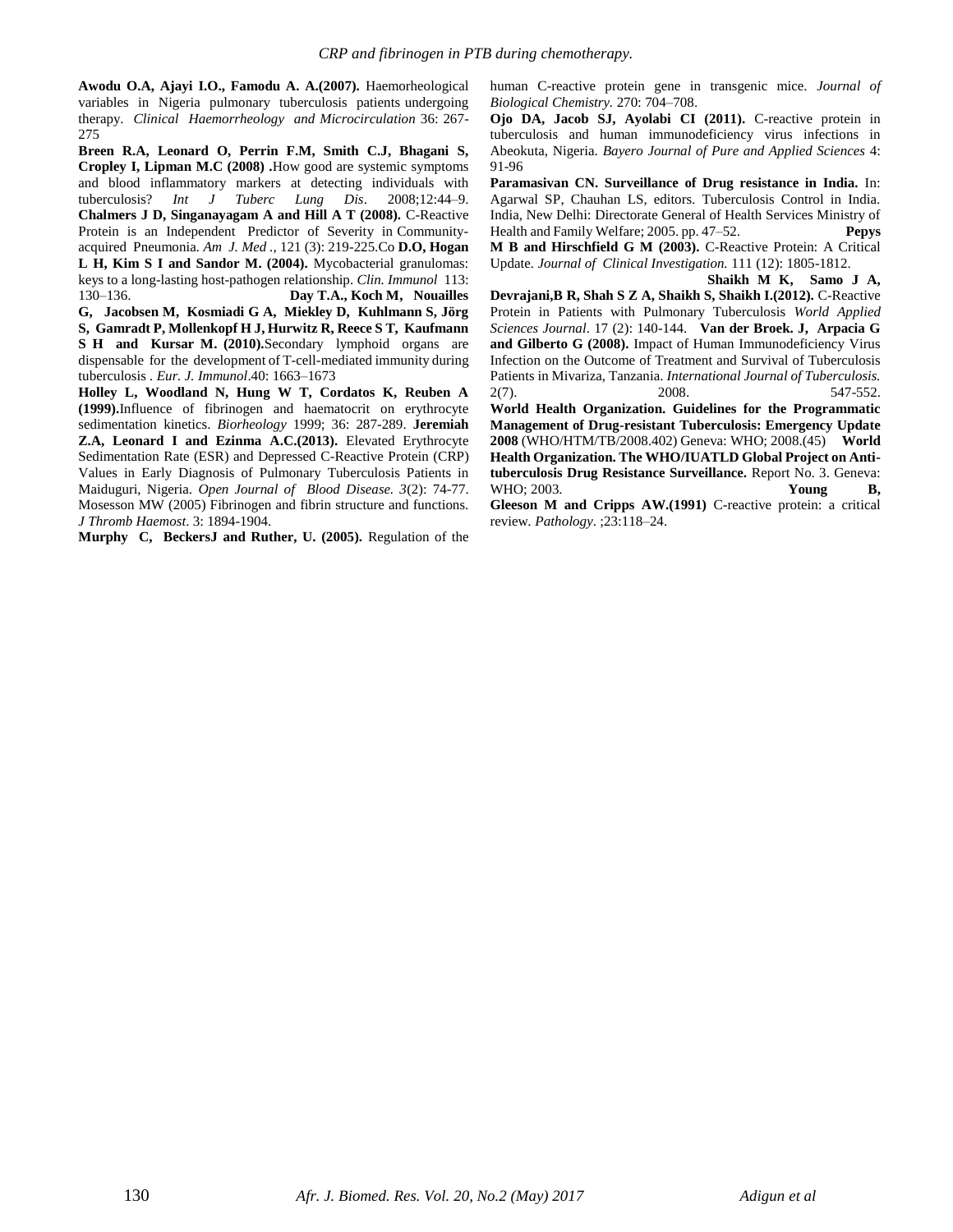**Awodu O.A, Ajayi I.O., Famodu A. A.(2007).** Haemorheological variables in Nigeria pulmonary tuberculosis patients undergoing therapy. *Clinical Haemorrheology and Microcirculation* 36: 267-275

**Breen R.A, Leonard O, Perrin F.M, Smith C.J, Bhagani S, Cropley I, Lipman M.C (2008) .**How good are systemic symptoms and blood inflammatory markers at detecting individuals with tuberculosis? *Int J Tuberc Lung Dis*. 2008;12:44–9.

**Chalmers J D, Singanayagam A and Hill A T (2008).** C-Reactive Protein is an Independent Predictor of Severity in Community-acquired Pneumonia. *Am J. Med* ., 121 (3): 219-225.Co **D.O, Hogan L H, Kim S I and Sandor M. (2004).** Mycobacterial granulomas: keys to a long-lasting host-pathogen relationship. *Clin. Immunol* 113: 130–136.

**Day T.A., Koch M, Nouailles G, Jacobsen M, Kosmiadi G A, Miekley D, Kuhlmann S, Jörg S, Gamradt P, Mollenkopf H J, Hurwitz R, Reece S T, Kaufmann S H and Kursar M. (2010).**Secondary lymphoid organs are dispensable for the development of T-cell-mediated immunity during tuberculosis . *Eur. J. Immunol*.40: 1663–1673

**Holley L, Woodland N, Hung W T, Cordatos K, Reuben A (1999).**Influence of fibrinogen and haematocrit on erythrocyte sedimentation kinetics. *Biorheology* 1999; 36: 287-289.

**Jeremiah Z.A, Leonard I and Ezinma A.C.(2013).** Elevated Erythrocyte Sedimentation Rate (ESR) and Depressed C-Reactive Protein (CRP) Values in Early Diagnosis of Pulmonary Tuberculosis Patients in Maiduguri, Nigeria. *Open Journal of Blood Disease. 3*(2): 74-77.

Mosesson MW (2005) Fibrinogen and fibrin structure and functions. *J Thromb Haemost*. 3: 1894-1904.

**Murphy C, BeckersJ and Ruther, U. (2005).** Regulation of the human C-reactive protein gene in transgenic mice. *Journal of Biological Chemistry.* 270: 704–708.

**Ojo DA, Jacob SJ, Ayolabi CI (2011).** C-reactive protein in tuberculosis and human immunodeficiency virus infections in Abeokuta, Nigeria. *Bayero Journal of Pure and Applied Sciences* 4: 91-96

**Paramasivan CN. Surveillance of Drug resistance in India.** In: Agarwal SP, Chauhan LS, editors. Tuberculosis Control in India. India, New Delhi: Directorate General of Health Services Ministry of Health and Family Welfare; 2005. pp. 47–52.

**Pepys M B and Hirschfield G M (2003).** C-Reactive Protein: A Critical Update. *Journal of Clinical Investigation.* 111 (12): 1805-1812.

**Shaikh M K, Samo J A, Devrajani,B R, Shah S Z A, Shaikh S, Shaikh I.(2012).** C-Reactive Protein in Patients with Pulmonary Tuberculosis *World Applied Sciences Journal*. 17 (2): 140-144.

**Van der Broek. J, Arpacia G and Gilberto G (2008).** Impact of Human Immunodeficiency Virus Infection on the Outcome of Treatment and Survival of Tuberculosis Patients in Mivariza, Tanzania. *International Journal of Tuberculosis.* 2(7). 2008. 547-552.

**World Health Organization. Guidelines for the Programmatic Management of Drug-resistant Tuberculosis: Emergency Update 2008** (WHO/HTM/TB/2008.402) Geneva: WHO; 2008.(45)

**World Health Organization. The WHO/IUATLD Global Project on Anti-tuberculosis Drug Resistance Surveillance.** Report No. 3. Geneva: WHO; 2003.

**Young B, Gleeson M and Cripps AW.(1991)** C-reactive protein: a critical review. *Pathology*. ;23:118–24.